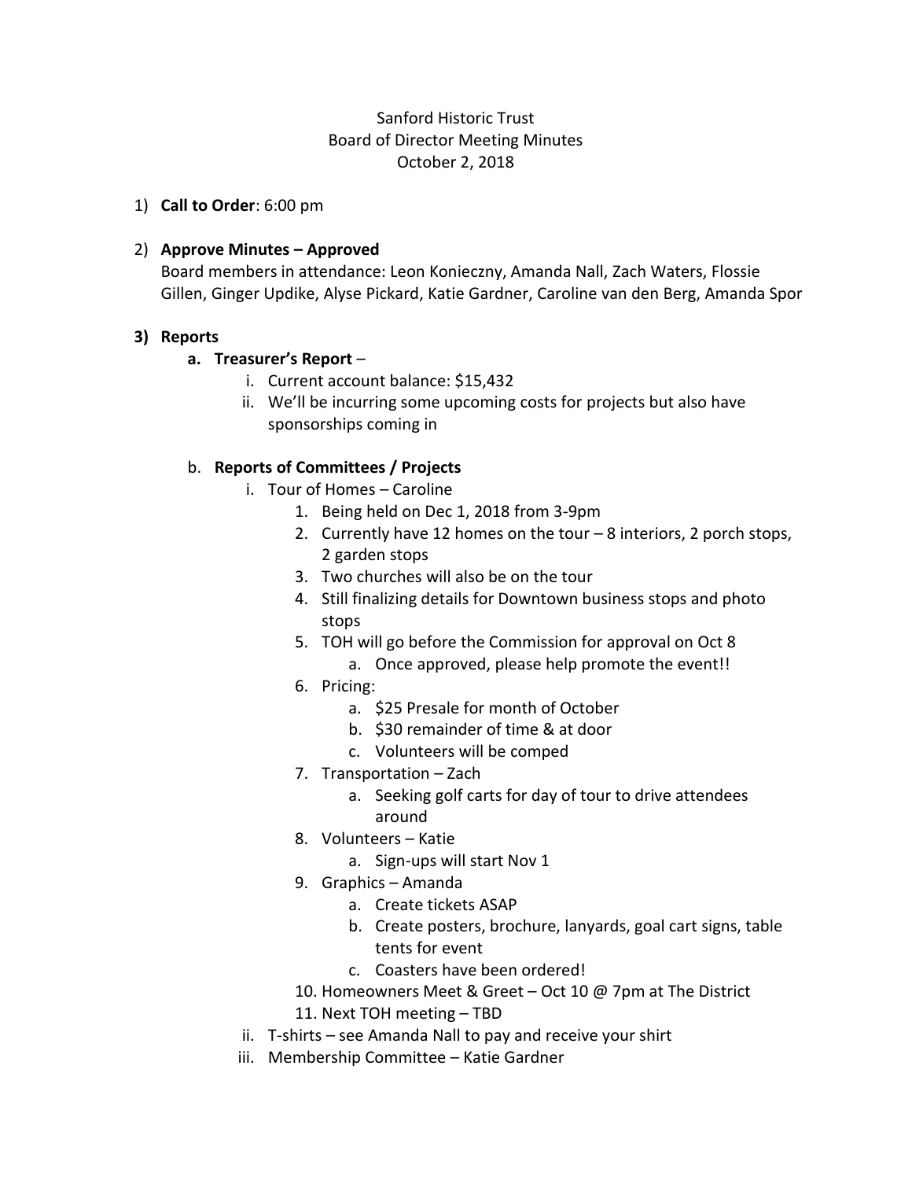Sanford Historic Trust
Board of Director Meeting Minutes
October 2, 2018

1) **Call to Order**: 6:00 pm

2) **Approve Minutes – Approved**
   Board members in attendance: Leon Konieczny, Amanda Nall, Zach Waters, Flossie Gillen, Ginger Updike, Alyse Pickard, Katie Gardner, Caroline van den Berg, Amanda Spor

3) **Reports**
   a. **Treasurer's Report** –
      i. Current account balance: $15,432
      ii. We'll be incurring some upcoming costs for projects but also have sponsorships coming in

   b. **Reports of Committees / Projects**
      i. Tour of Homes – Caroline
         1. Being held on Dec 1, 2018 from 3-9pm
         2. Currently have 12 homes on the tour – 8 interiors, 2 porch stops, 2 garden stops
         3. Two churches will also be on the tour
         4. Still finalizing details for Downtown business stops and photo stops
         5. TOH will go before the Commission for approval on Oct 8
            a. Once approved, please help promote the event!!
         6. Pricing:
            a. $25 Presale for month of October
            b. $30 remainder of time & at door
            c. Volunteers will be comped
         7. Transportation – Zach
            a. Seeking golf carts for day of tour to drive attendees around
         8. Volunteers – Katie
            a. Sign-ups will start Nov 1
         9. Graphics – Amanda
            a. Create tickets ASAP
            b. Create posters, brochure, lanyards, goal cart signs, table tents for event
            c. Coasters have been ordered!
         10. Homeowners Meet & Greet – Oct 10 @ 7pm at The District
         11. Next TOH meeting – TBD
      ii. T-shirts – see Amanda Nall to pay and receive your shirt
      iii. Membership Committee – Katie Gardner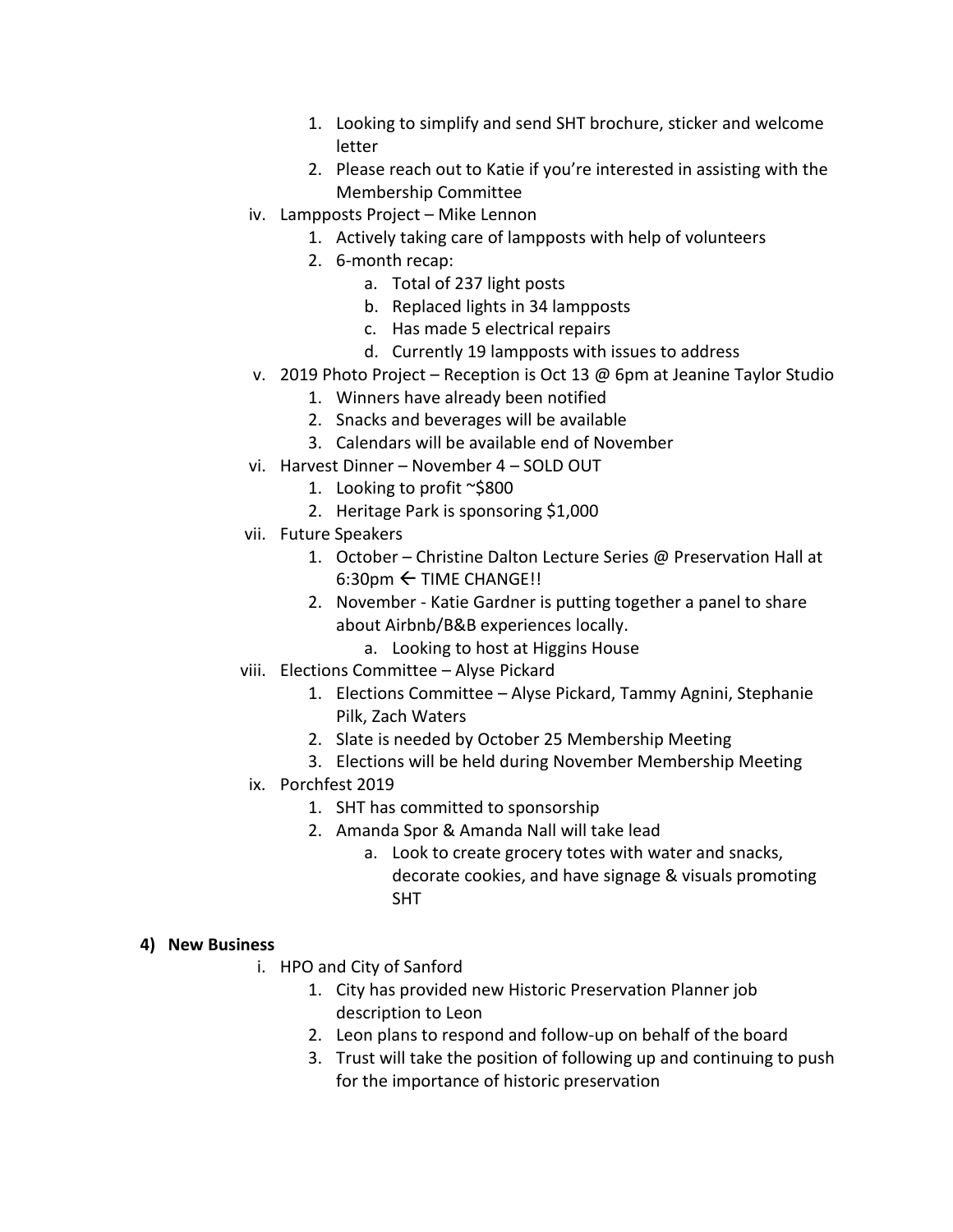1. Looking to simplify and send SHT brochure, sticker and welcome letter
2. Please reach out to Katie if you're interested in assisting with the Membership Committee

iv. Lampposts Project – Mike Lennon

1. Actively taking care of lampposts with help of volunteers
2. 6-month recap:
    a. Total of 237 light posts
    b. Replaced lights in 34 lampposts
    c. Has made 5 electrical repairs
    d. Currently 19 lampposts with issues to address

v. 2019 Photo Project – Reception is Oct 13 @ 6pm at Jeanine Taylor Studio

1. Winners have already been notified
2. Snacks and beverages will be available
3. Calendars will be available end of November

vi. Harvest Dinner – November 4 – SOLD OUT

1. Looking to profit ~$800
2. Heritage Park is sponsoring $1,000

vii. Future Speakers

1. October – Christine Dalton Lecture Series @ Preservation Hall at 6:30pm ← TIME CHANGE!!
2. November - Katie Gardner is putting together a panel to share about Airbnb/B&B experiences locally.
    a. Looking to host at Higgins House

viii. Elections Committee – Alyse Pickard

1. Elections Committee – Alyse Pickard, Tammy Agnini, Stephanie Pilk, Zach Waters
2. Slate is needed by October 25 Membership Meeting
3. Elections will be held during November Membership Meeting

ix. Porchfest 2019

1. SHT has committed to sponsorship
2. Amanda Spor & Amanda Nall will take lead
    a. Look to create grocery totes with water and snacks, decorate cookies, and have signage & visuals promoting SHT

## 4) New Business

i. HPO and City of Sanford

1. City has provided new Historic Preservation Planner job description to Leon
2. Leon plans to respond and follow-up on behalf of the board
3. Trust will take the position of following up and continuing to push for the importance of historic preservation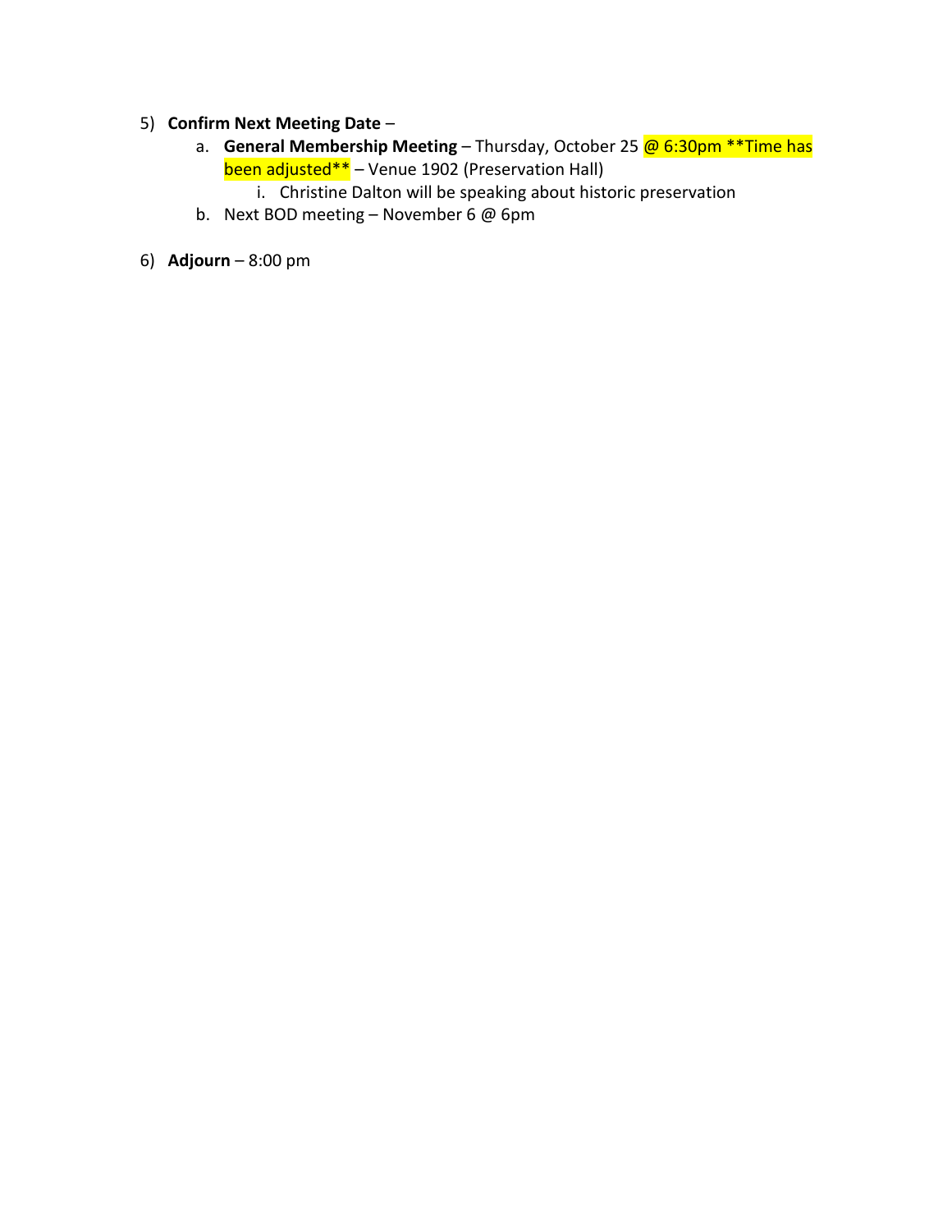5) **Confirm Next Meeting Date** –
    a. **General Membership Meeting** – Thursday, October 25 @ 6:30pm **Time has been adjusted** – Venue 1902 (Preservation Hall)
        i. Christine Dalton will be speaking about historic preservation
    b. Next BOD meeting – November 6 @ 6pm

6) **Adjourn** – 8:00 pm